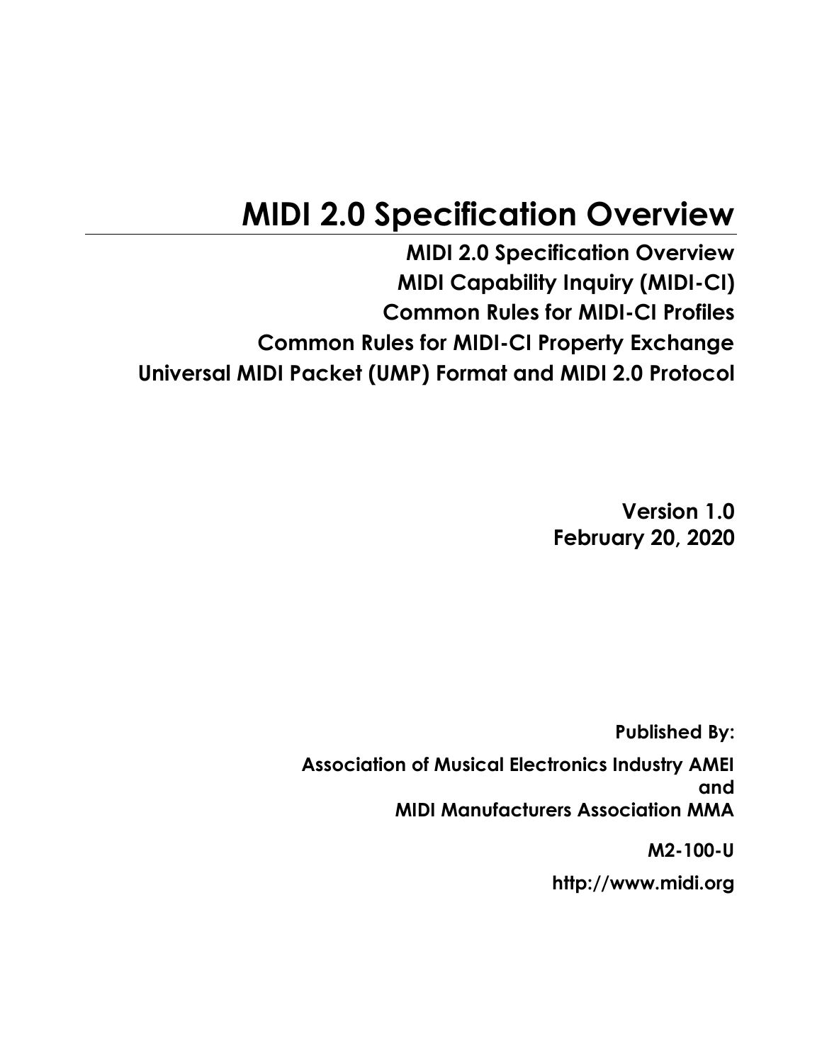# MIDI 2.0 Specification Overview

**MIDI 2.0 Specification Overview**
**MIDI Capability Inquiry (MIDI-CI)**
**Common Rules for MIDI-CI Profiles**
**Common Rules for MIDI-CI Property Exchange**
**Universal MIDI Packet (UMP) Format and MIDI 2.0 Protocol**

**Version 1.0**
**February 20, 2020**

**Published By:**

**Association of Musical Electronics Industry AMEI**
**and**
**MIDI Manufacturers Association MMA**

**M2-100-U**

**http://www.midi.org**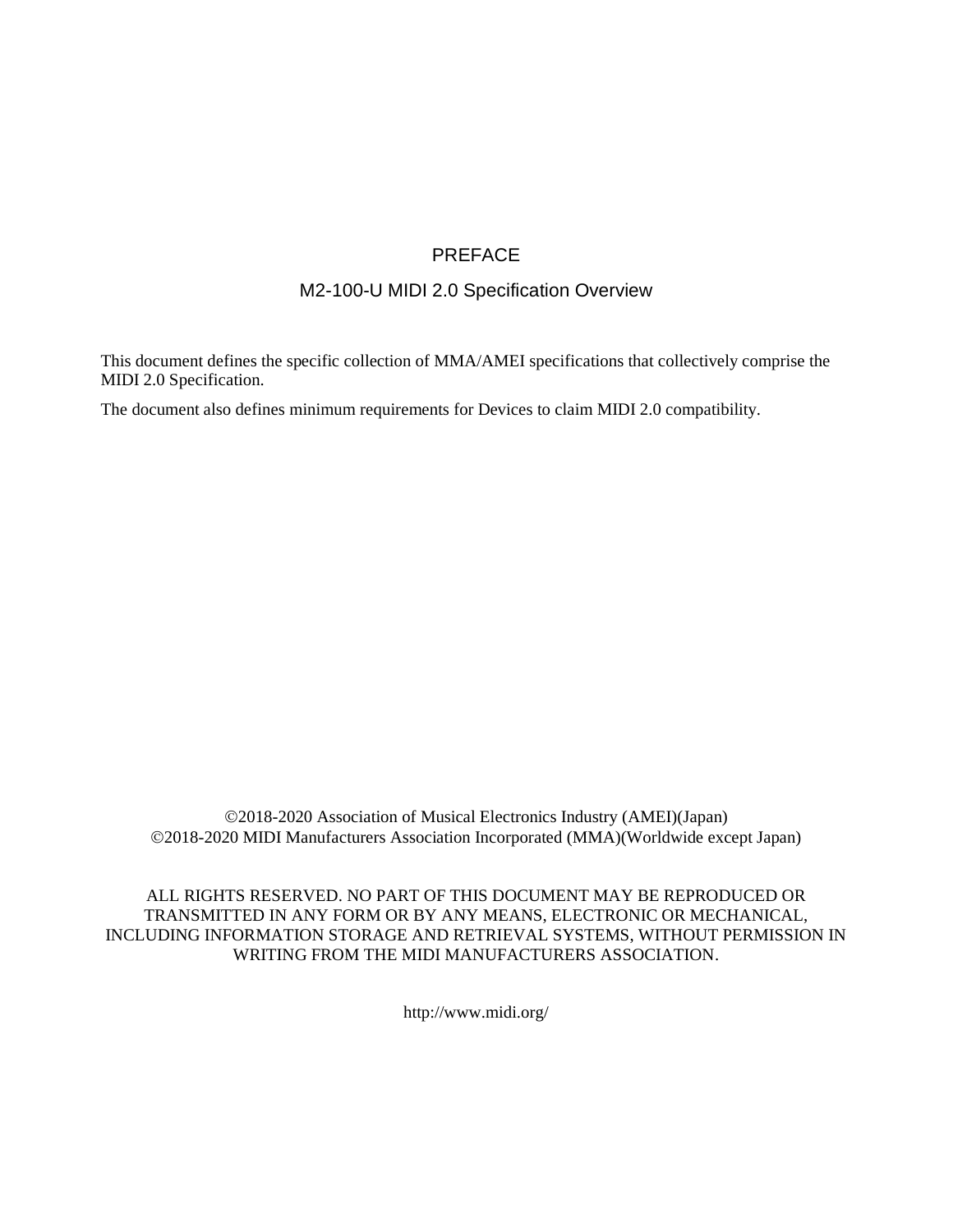# PREFACE

## M2-100-U MIDI 2.0 Specification Overview

This document defines the specific collection of MMA/AMEI specifications that collectively comprise the MIDI 2.0 Specification.

The document also defines minimum requirements for Devices to claim MIDI 2.0 compatibility.

©2018-2020 Association of Musical Electronics Industry (AMEI)(Japan)
©2018-2020 MIDI Manufacturers Association Incorporated (MMA)(Worldwide except Japan)

ALL RIGHTS RESERVED. NO PART OF THIS DOCUMENT MAY BE REPRODUCED OR TRANSMITTED IN ANY FORM OR BY ANY MEANS, ELECTRONIC OR MECHANICAL, INCLUDING INFORMATION STORAGE AND RETRIEVAL SYSTEMS, WITHOUT PERMISSION IN WRITING FROM THE MIDI MANUFACTURERS ASSOCIATION.

http://www.midi.org/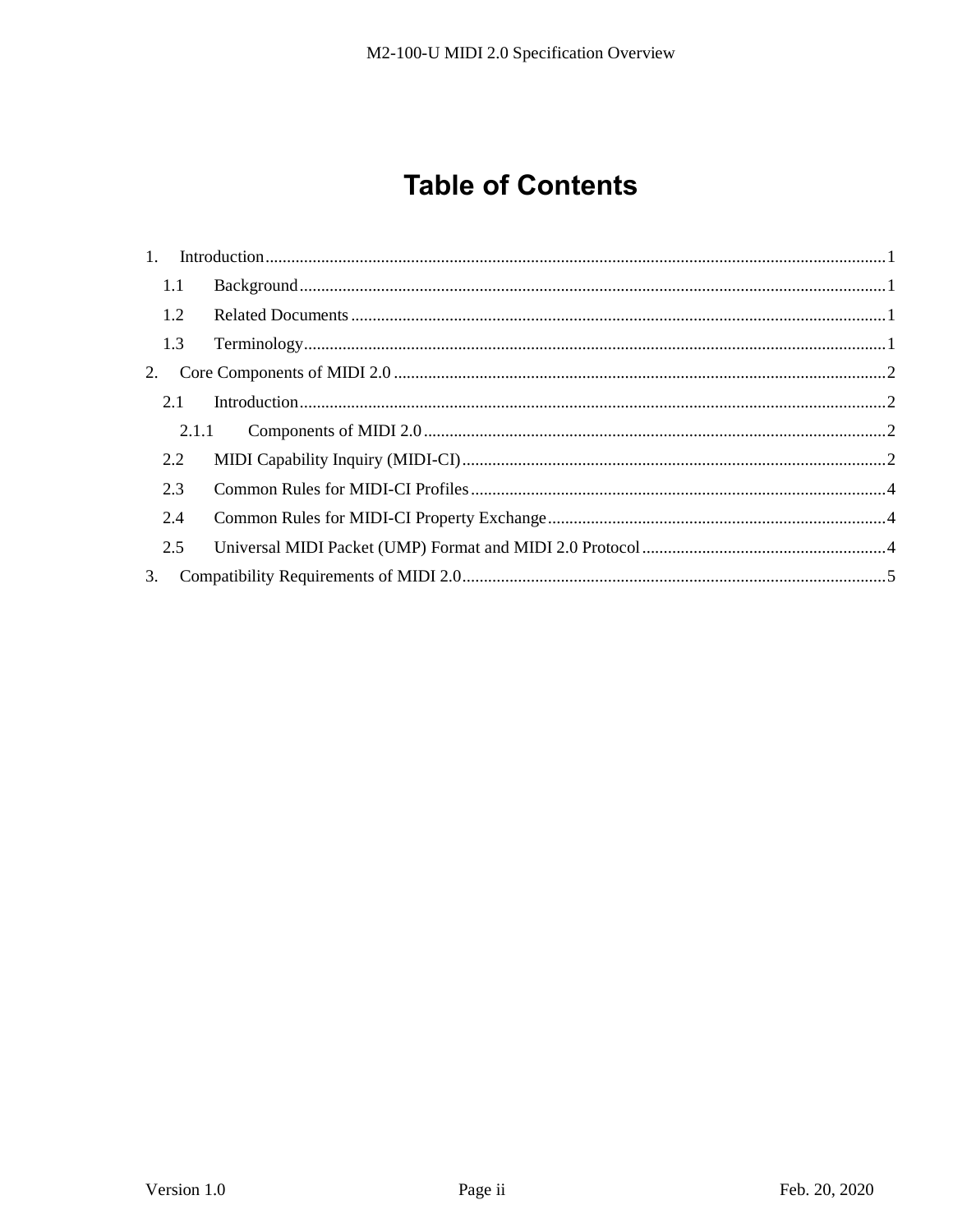# Table of Contents

1. Introduction ........................................................................................................................ 1
   1.1 Background ........................................................................................................................ 1
   1.2 Related Documents ............................................................................................................ 1
   1.3 Terminology ....................................................................................................................... 1
2. Core Components of MIDI 2.0 .................................................................................................. 2
   2.1 Introduction ........................................................................................................................ 2
      2.1.1 Components of MIDI 2.0 ............................................................................................ 2
   2.2 MIDI Capability Inquiry (MIDI-CI) ................................................................................... 2
   2.3 Common Rules for MIDI-CI Profiles ................................................................................. 4
   2.4 Common Rules for MIDI-CI Property Exchange ............................................................... 4
   2.5 Universal MIDI Packet (UMP) Format and MIDI 2.0 Protocol .......................................... 4
3. Compatibility Requirements of MIDI 2.0 .................................................................................. 5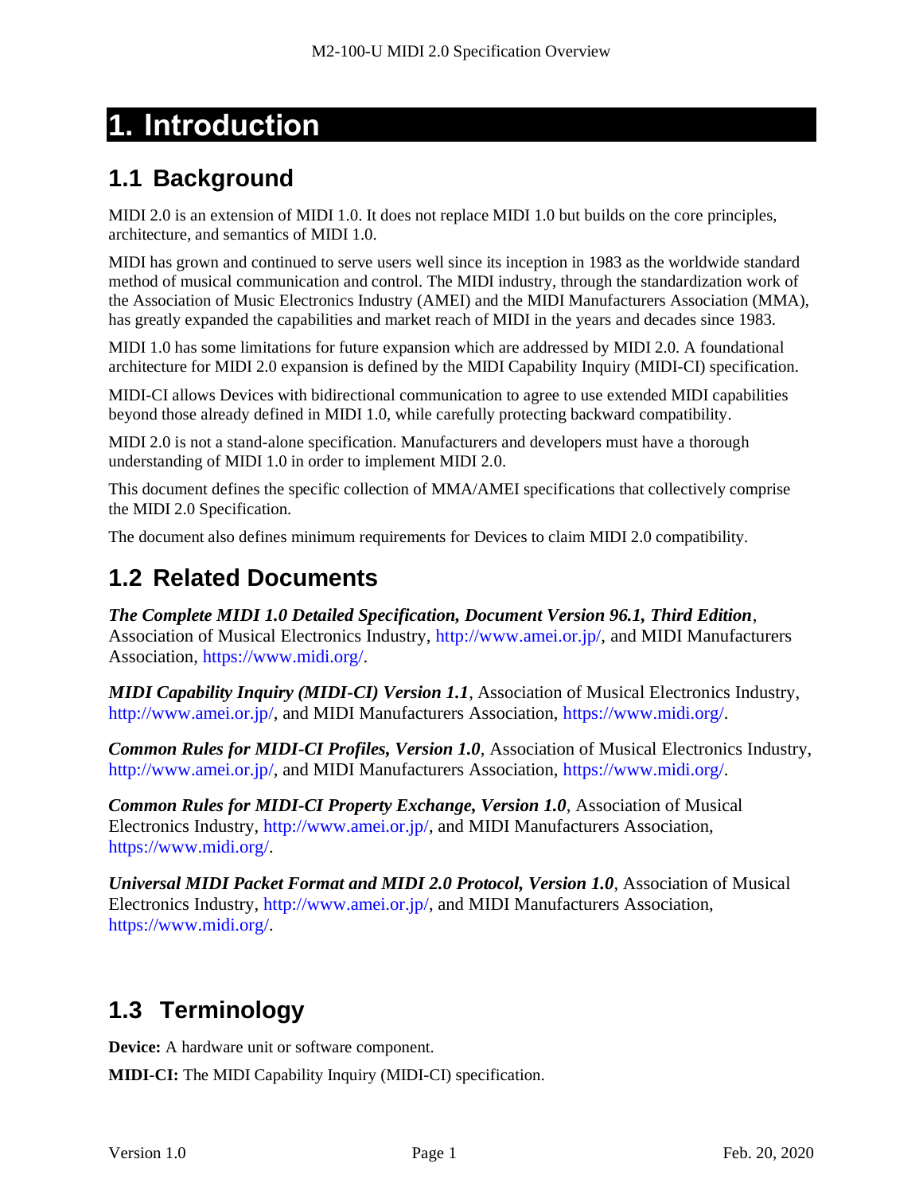# 1. Introduction

## 1.1 Background

MIDI 2.0 is an extension of MIDI 1.0. It does not replace MIDI 1.0 but builds on the core principles, architecture, and semantics of MIDI 1.0.

MIDI has grown and continued to serve users well since its inception in 1983 as the worldwide standard method of musical communication and control. The MIDI industry, through the standardization work of the Association of Music Electronics Industry (AMEI) and the MIDI Manufacturers Association (MMA), has greatly expanded the capabilities and market reach of MIDI in the years and decades since 1983.

MIDI 1.0 has some limitations for future expansion which are addressed by MIDI 2.0. A foundational architecture for MIDI 2.0 expansion is defined by the MIDI Capability Inquiry (MIDI-CI) specification.

MIDI-CI allows Devices with bidirectional communication to agree to use extended MIDI capabilities beyond those already defined in MIDI 1.0, while carefully protecting backward compatibility.

MIDI 2.0 is not a stand-alone specification. Manufacturers and developers must have a thorough understanding of MIDI 1.0 in order to implement MIDI 2.0.

This document defines the specific collection of MMA/AMEI specifications that collectively comprise the MIDI 2.0 Specification.

The document also defines minimum requirements for Devices to claim MIDI 2.0 compatibility.

## 1.2 Related Documents

***The Complete MIDI 1.0 Detailed Specification, Document Version 96.1, Third Edition***, Association of Musical Electronics Industry, http://www.amei.or.jp/, and MIDI Manufacturers Association, https://www.midi.org/.

***MIDI Capability Inquiry (MIDI-CI) Version 1.1***, Association of Musical Electronics Industry, http://www.amei.or.jp/, and MIDI Manufacturers Association, https://www.midi.org/.

***Common Rules for MIDI-CI Profiles, Version 1.0***, Association of Musical Electronics Industry, http://www.amei.or.jp/, and MIDI Manufacturers Association, https://www.midi.org/.

***Common Rules for MIDI-CI Property Exchange, Version 1.0***, Association of Musical Electronics Industry, http://www.amei.or.jp/, and MIDI Manufacturers Association, https://www.midi.org/.

***Universal MIDI Packet Format and MIDI 2.0 Protocol, Version 1.0***, Association of Musical Electronics Industry, http://www.amei.or.jp/, and MIDI Manufacturers Association, https://www.midi.org/.

## 1.3 Terminology

**Device:** A hardware unit or software component.

**MIDI-CI:** The MIDI Capability Inquiry (MIDI-CI) specification.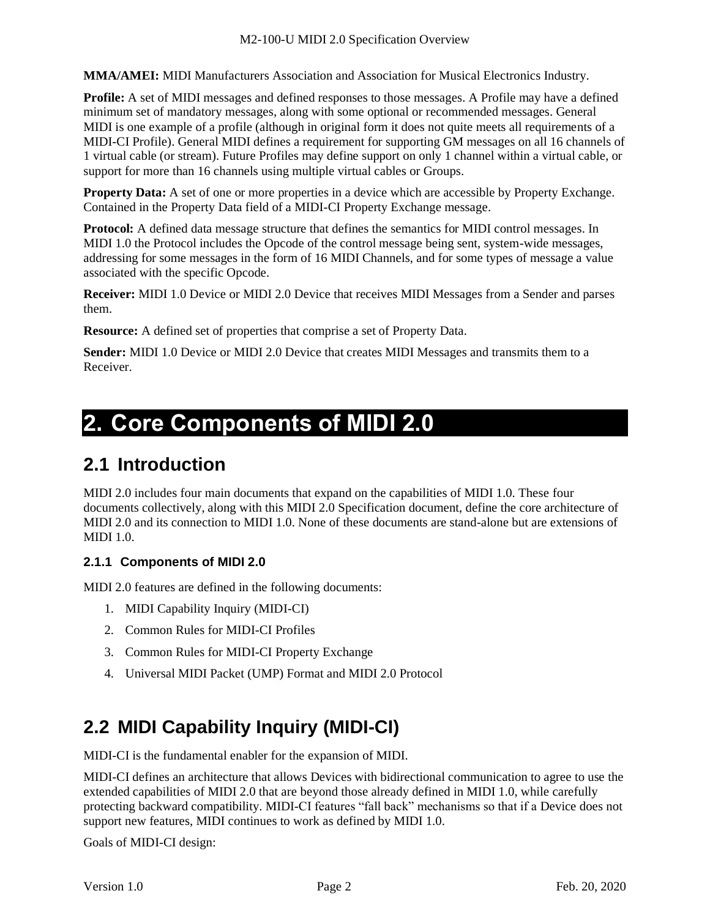**MMA/AMEI:** MIDI Manufacturers Association and Association for Musical Electronics Industry.

**Profile:** A set of MIDI messages and defined responses to those messages. A Profile may have a defined minimum set of mandatory messages, along with some optional or recommended messages. General MIDI is one example of a profile (although in original form it does not quite meets all requirements of a MIDI-CI Profile). General MIDI defines a requirement for supporting GM messages on all 16 channels of 1 virtual cable (or stream). Future Profiles may define support on only 1 channel within a virtual cable, or support for more than 16 channels using multiple virtual cables or Groups.

**Property Data:** A set of one or more properties in a device which are accessible by Property Exchange. Contained in the Property Data field of a MIDI-CI Property Exchange message.

**Protocol:** A defined data message structure that defines the semantics for MIDI control messages. In MIDI 1.0 the Protocol includes the Opcode of the control message being sent, system-wide messages, addressing for some messages in the form of 16 MIDI Channels, and for some types of message a value associated with the specific Opcode.

**Receiver:** MIDI 1.0 Device or MIDI 2.0 Device that receives MIDI Messages from a Sender and parses them.

**Resource:** A defined set of properties that comprise a set of Property Data.

**Sender:** MIDI 1.0 Device or MIDI 2.0 Device that creates MIDI Messages and transmits them to a Receiver.

# 2. Core Components of MIDI 2.0

## 2.1 Introduction

MIDI 2.0 includes four main documents that expand on the capabilities of MIDI 1.0. These four documents collectively, along with this MIDI 2.0 Specification document, define the core architecture of MIDI 2.0 and its connection to MIDI 1.0. None of these documents are stand-alone but are extensions of MIDI 1.0.

### 2.1.1 Components of MIDI 2.0

MIDI 2.0 features are defined in the following documents:

1. MIDI Capability Inquiry (MIDI-CI)
2. Common Rules for MIDI-CI Profiles
3. Common Rules for MIDI-CI Property Exchange
4. Universal MIDI Packet (UMP) Format and MIDI 2.0 Protocol

## 2.2 MIDI Capability Inquiry (MIDI-CI)

MIDI-CI is the fundamental enabler for the expansion of MIDI.

MIDI-CI defines an architecture that allows Devices with bidirectional communication to agree to use the extended capabilities of MIDI 2.0 that are beyond those already defined in MIDI 1.0, while carefully protecting backward compatibility. MIDI-CI features “fall back” mechanisms so that if a Device does not support new features, MIDI continues to work as defined by MIDI 1.0.

Goals of MIDI-CI design: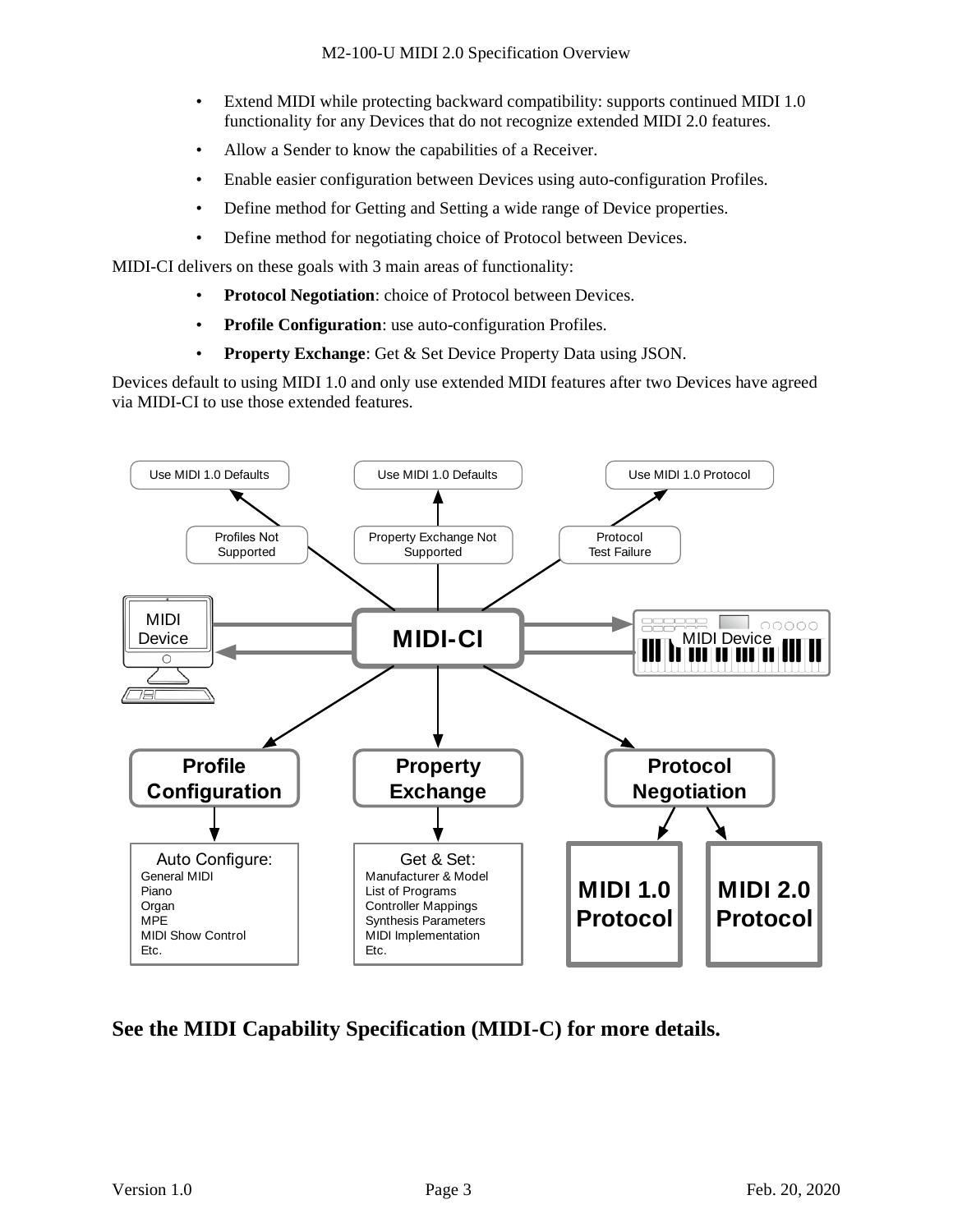- Extend MIDI while protecting backward compatibility: supports continued MIDI 1.0 functionality for any Devices that do not recognize extended MIDI 2.0 features.
- Allow a Sender to know the capabilities of a Receiver.
- Enable easier configuration between Devices using auto-configuration Profiles.
- Define method for Getting and Setting a wide range of Device properties.
- Define method for negotiating choice of Protocol between Devices.

MIDI-CI delivers on these goals with 3 main areas of functionality:

- **Protocol Negotiation**: choice of Protocol between Devices.
- **Profile Configuration**: use auto-configuration Profiles.
- **Property Exchange**: Get & Set Device Property Data using JSON.

Devices default to using MIDI 1.0 and only use extended MIDI features after two Devices have agreed via MIDI-CI to use those extended features.

**See the MIDI Capability Specification (MIDI-C) for more details.**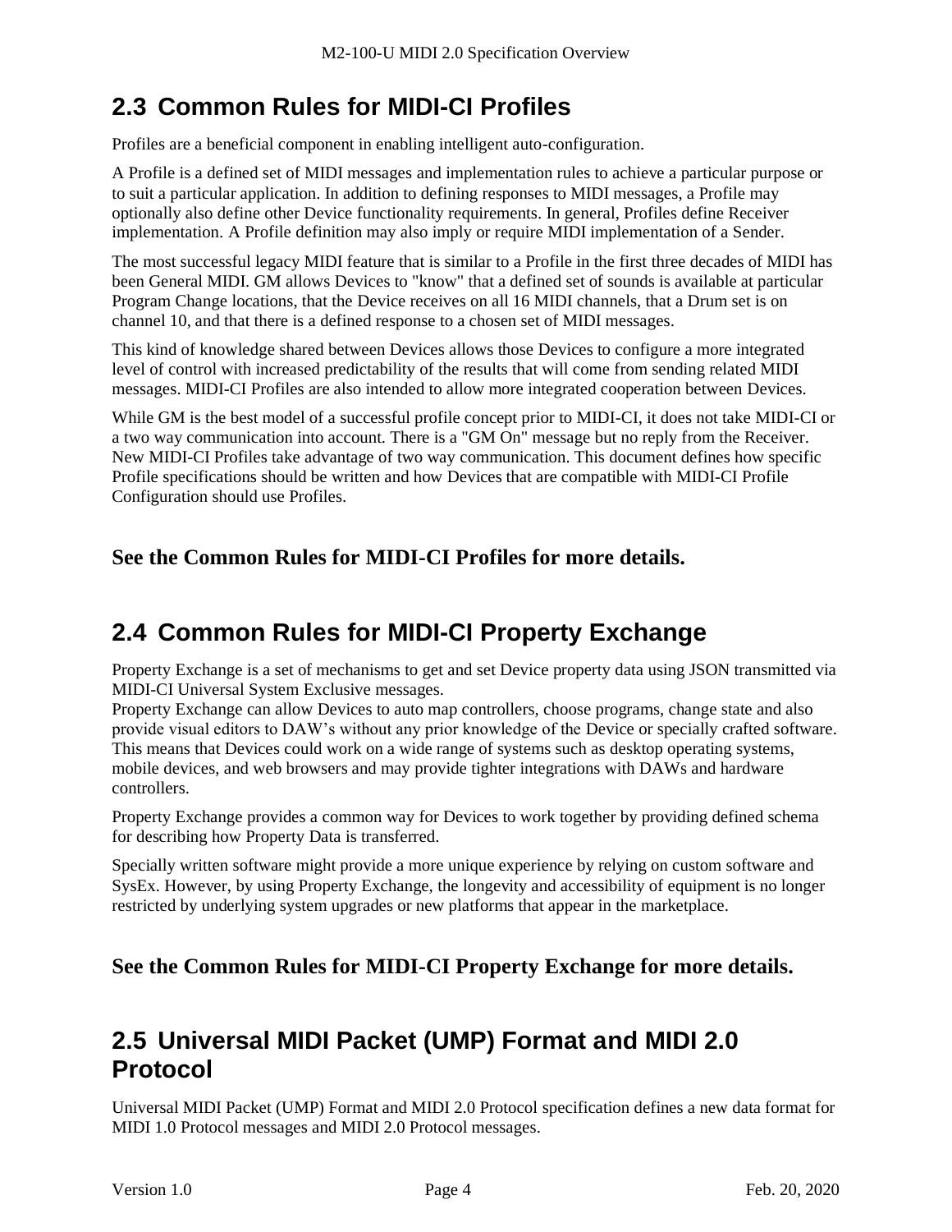## 2.3 Common Rules for MIDI-CI Profiles

Profiles are a beneficial component in enabling intelligent auto-configuration.

A Profile is a defined set of MIDI messages and implementation rules to achieve a particular purpose or to suit a particular application. In addition to defining responses to MIDI messages, a Profile may optionally also define other Device functionality requirements. In general, Profiles define Receiver implementation. A Profile definition may also imply or require MIDI implementation of a Sender.

The most successful legacy MIDI feature that is similar to a Profile in the first three decades of MIDI has been General MIDI. GM allows Devices to "know" that a defined set of sounds is available at particular Program Change locations, that the Device receives on all 16 MIDI channels, that a Drum set is on channel 10, and that there is a defined response to a chosen set of MIDI messages.

This kind of knowledge shared between Devices allows those Devices to configure a more integrated level of control with increased predictability of the results that will come from sending related MIDI messages. MIDI-CI Profiles are also intended to allow more integrated cooperation between Devices.

While GM is the best model of a successful profile concept prior to MIDI-CI, it does not take MIDI-CI or a two way communication into account. There is a "GM On" message but no reply from the Receiver. New MIDI-CI Profiles take advantage of two way communication. This document defines how specific Profile specifications should be written and how Devices that are compatible with MIDI-CI Profile Configuration should use Profiles.

**See the Common Rules for MIDI-CI Profiles for more details.**

## 2.4 Common Rules for MIDI-CI Property Exchange

Property Exchange is a set of mechanisms to get and set Device property data using JSON transmitted via MIDI-CI Universal System Exclusive messages.
Property Exchange can allow Devices to auto map controllers, choose programs, change state and also provide visual editors to DAW's without any prior knowledge of the Device or specially crafted software. This means that Devices could work on a wide range of systems such as desktop operating systems, mobile devices, and web browsers and may provide tighter integrations with DAWs and hardware controllers.

Property Exchange provides a common way for Devices to work together by providing defined schema for describing how Property Data is transferred.

Specially written software might provide a more unique experience by relying on custom software and SysEx. However, by using Property Exchange, the longevity and accessibility of equipment is no longer restricted by underlying system upgrades or new platforms that appear in the marketplace.

**See the Common Rules for MIDI-CI Property Exchange for more details.**

## 2.5 Universal MIDI Packet (UMP) Format and MIDI 2.0 Protocol

Universal MIDI Packet (UMP) Format and MIDI 2.0 Protocol specification defines a new data format for MIDI 1.0 Protocol messages and MIDI 2.0 Protocol messages.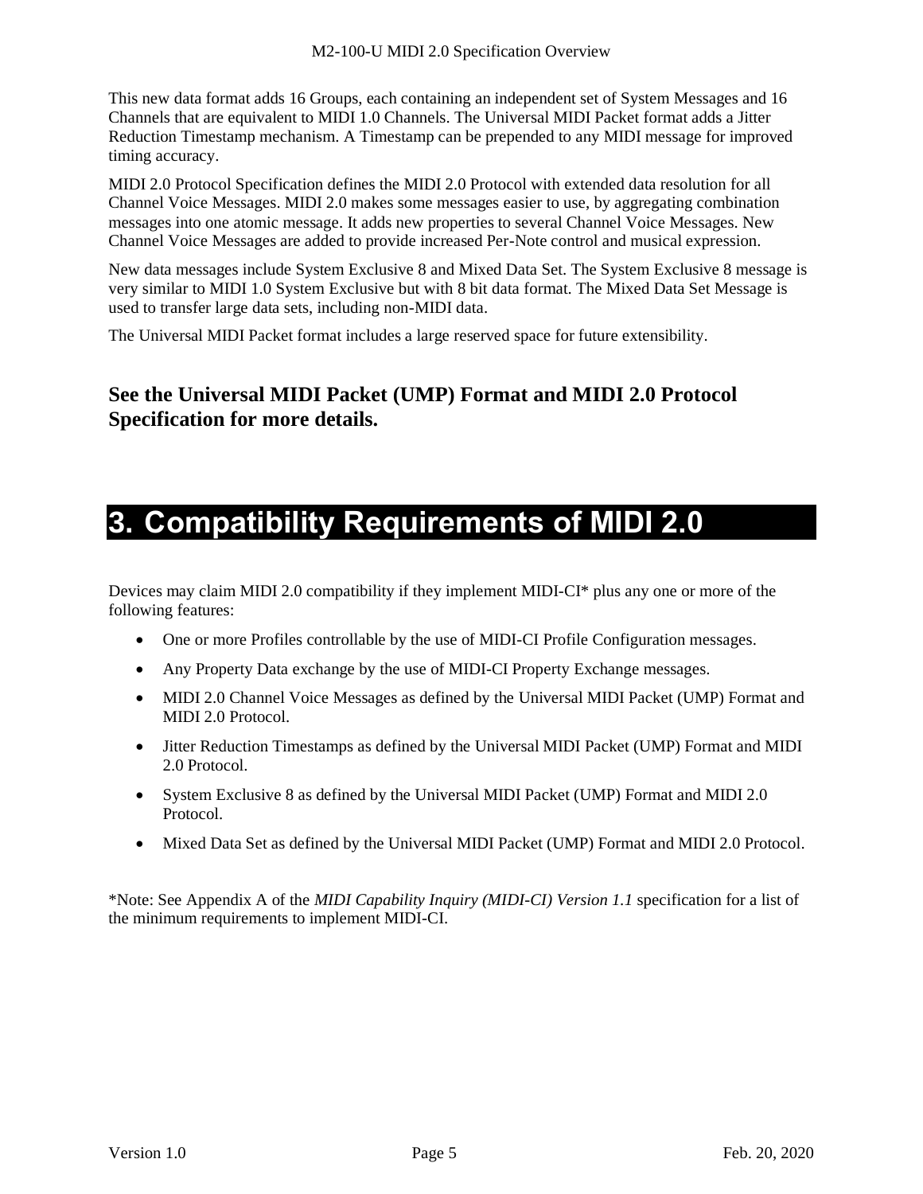This new data format adds 16 Groups, each containing an independent set of System Messages and 16 Channels that are equivalent to MIDI 1.0 Channels. The Universal MIDI Packet format adds a Jitter Reduction Timestamp mechanism. A Timestamp can be prepended to any MIDI message for improved timing accuracy.

MIDI 2.0 Protocol Specification defines the MIDI 2.0 Protocol with extended data resolution for all Channel Voice Messages. MIDI 2.0 makes some messages easier to use, by aggregating combination messages into one atomic message. It adds new properties to several Channel Voice Messages. New Channel Voice Messages are added to provide increased Per-Note control and musical expression.

New data messages include System Exclusive 8 and Mixed Data Set. The System Exclusive 8 message is very similar to MIDI 1.0 System Exclusive but with 8 bit data format. The Mixed Data Set Message is used to transfer large data sets, including non-MIDI data.

The Universal MIDI Packet format includes a large reserved space for future extensibility.

**See the Universal MIDI Packet (UMP) Format and MIDI 2.0 Protocol Specification for more details.**

# 3. Compatibility Requirements of MIDI 2.0

Devices may claim MIDI 2.0 compatibility if they implement MIDI-CI* plus any one or more of the following features:

- One or more Profiles controllable by the use of MIDI-CI Profile Configuration messages.
- Any Property Data exchange by the use of MIDI-CI Property Exchange messages.
- MIDI 2.0 Channel Voice Messages as defined by the Universal MIDI Packet (UMP) Format and MIDI 2.0 Protocol.
- Jitter Reduction Timestamps as defined by the Universal MIDI Packet (UMP) Format and MIDI 2.0 Protocol.
- System Exclusive 8 as defined by the Universal MIDI Packet (UMP) Format and MIDI 2.0 Protocol.
- Mixed Data Set as defined by the Universal MIDI Packet (UMP) Format and MIDI 2.0 Protocol.

*Note: See Appendix A of the *MIDI Capability Inquiry (MIDI-CI) Version 1.1* specification for a list of the minimum requirements to implement MIDI-CI.